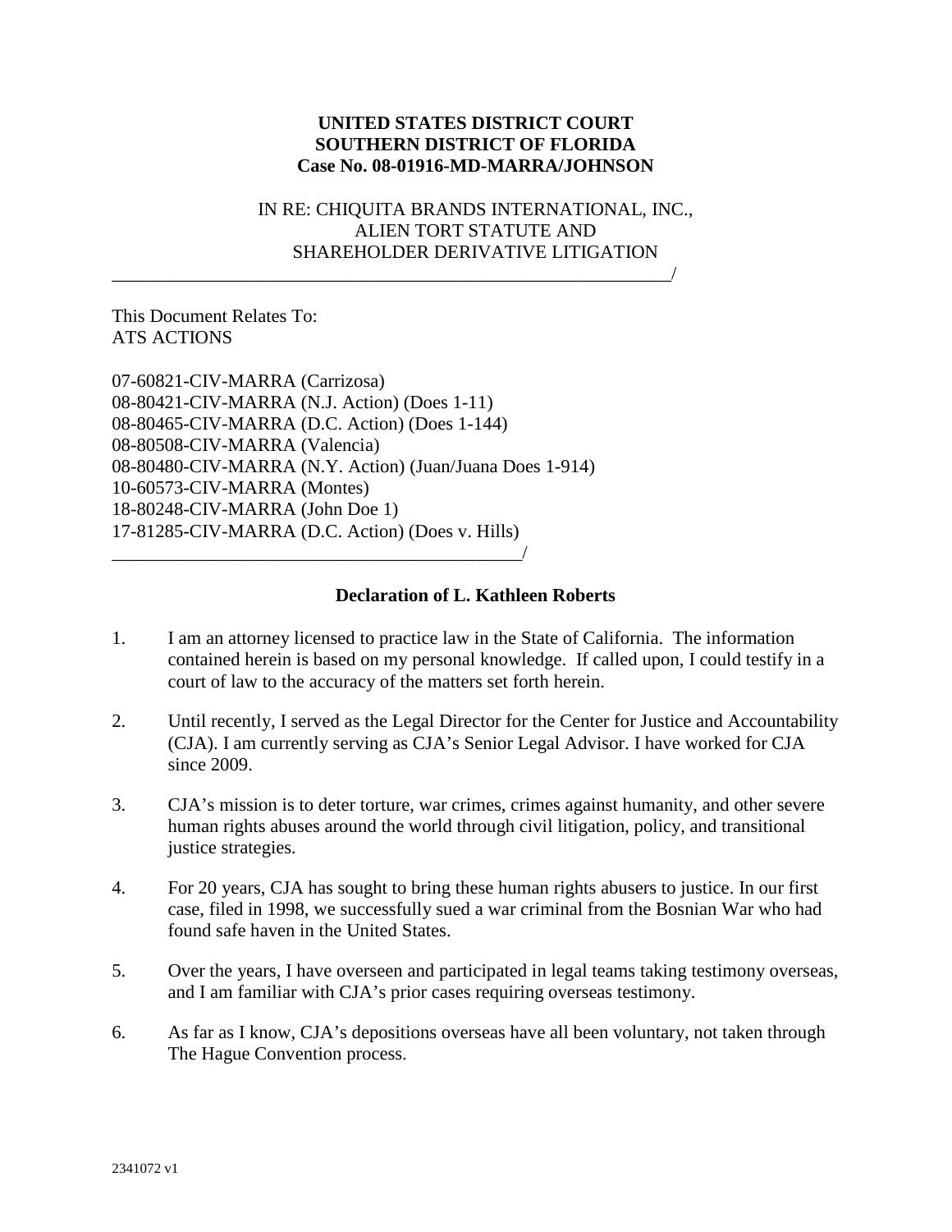**UNITED STATES DISTRICT COURT**
**SOUTHERN DISTRICT OF FLORIDA**
**Case No. 08-01916-MD-MARRA/JOHNSON**

IN RE: CHIQUITA BRANDS INTERNATIONAL, INC.,
ALIEN TORT STATUTE AND
SHAREHOLDER DERIVATIVE LITIGATION
_______________________________________________________________/

This Document Relates To:
ATS ACTIONS

07-60821-CIV-MARRA (Carrizosa)
08-80421-CIV-MARRA (N.J. Action) (Does 1-11)
08-80465-CIV-MARRA (D.C. Action) (Does 1-144)
08-80508-CIV-MARRA (Valencia)
08-80480-CIV-MARRA (N.Y. Action) (Juan/Juana Does 1-914)
10-60573-CIV-MARRA (Montes)
18-80248-CIV-MARRA (John Doe 1)
17-81285-CIV-MARRA (D.C. Action) (Does v. Hills)
_______________________________________________/

**Declaration of L. Kathleen Roberts**

1. I am an attorney licensed to practice law in the State of California. The information contained herein is based on my personal knowledge. If called upon, I could testify in a court of law to the accuracy of the matters set forth herein.

2. Until recently, I served as the Legal Director for the Center for Justice and Accountability (CJA). I am currently serving as CJA's Senior Legal Advisor. I have worked for CJA since 2009.

3. CJA's mission is to deter torture, war crimes, crimes against humanity, and other severe human rights abuses around the world through civil litigation, policy, and transitional justice strategies.

4. For 20 years, CJA has sought to bring these human rights abusers to justice. In our first case, filed in 1998, we successfully sued a war criminal from the Bosnian War who had found safe haven in the United States.

5. Over the years, I have overseen and participated in legal teams taking testimony overseas, and I am familiar with CJA's prior cases requiring overseas testimony.

6. As far as I know, CJA's depositions overseas have all been voluntary, not taken through The Hague Convention process.

2341072 v1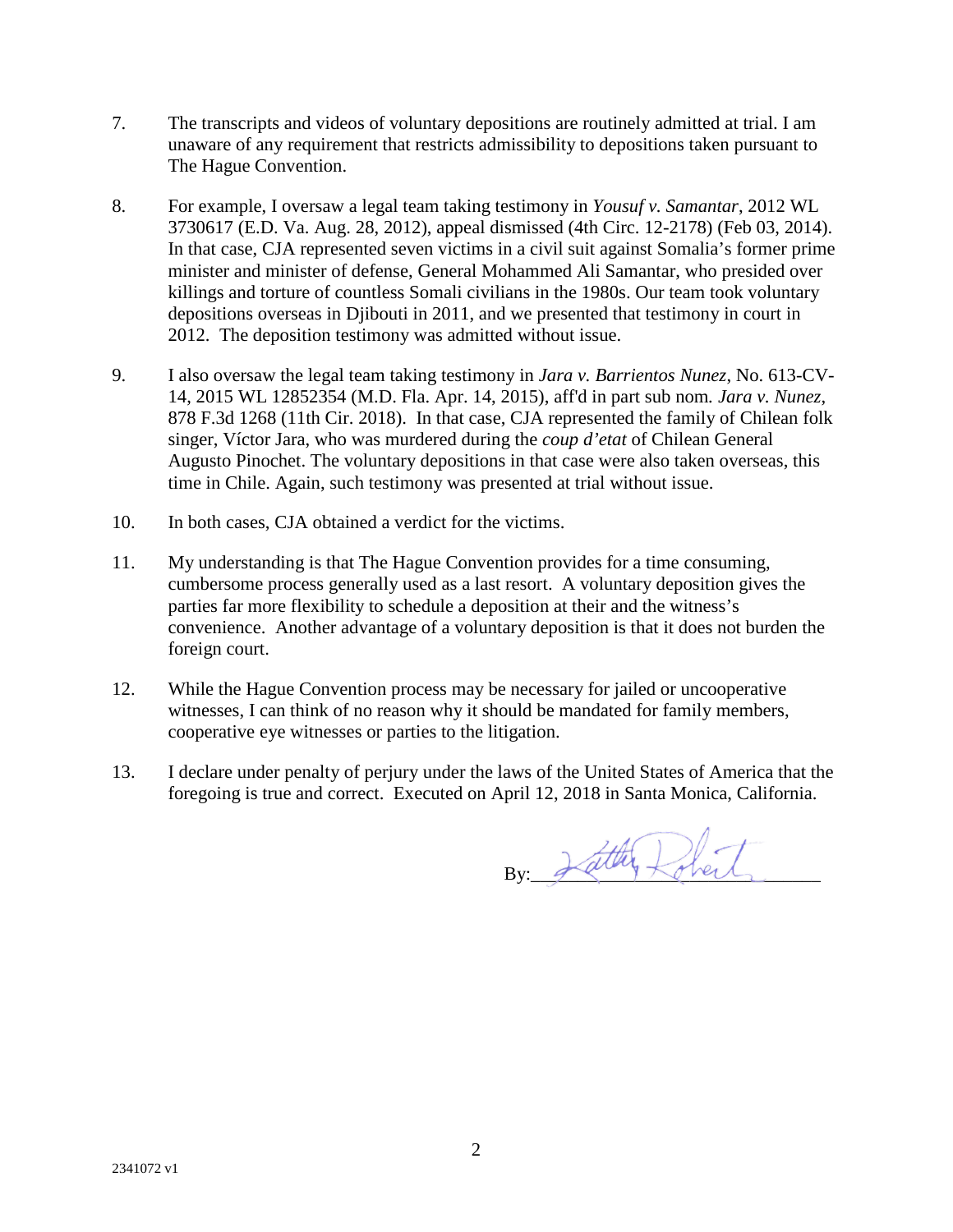7. The transcripts and videos of voluntary depositions are routinely admitted at trial. I am unaware of any requirement that restricts admissibility to depositions taken pursuant to The Hague Convention.

8. For example, I oversaw a legal team taking testimony in *Yousuf v. Samantar*, 2012 WL 3730617 (E.D. Va. Aug. 28, 2012), appeal dismissed (4th Circ. 12-2178) (Feb 03, 2014). In that case, CJA represented seven victims in a civil suit against Somalia's former prime minister and minister of defense, General Mohammed Ali Samantar, who presided over killings and torture of countless Somali civilians in the 1980s. Our team took voluntary depositions overseas in Djibouti in 2011, and we presented that testimony in court in 2012. The deposition testimony was admitted without issue.

9. I also oversaw the legal team taking testimony in *Jara v. Barrientos Nunez*, No. 613-CV-14, 2015 WL 12852354 (M.D. Fla. Apr. 14, 2015), aff'd in part sub nom. *Jara v. Nunez*, 878 F.3d 1268 (11th Cir. 2018). In that case, CJA represented the family of Chilean folk singer, Víctor Jara, who was murdered during the *coup d'etat* of Chilean General Augusto Pinochet. The voluntary depositions in that case were also taken overseas, this time in Chile. Again, such testimony was presented at trial without issue.

10. In both cases, CJA obtained a verdict for the victims.

11. My understanding is that The Hague Convention provides for a time consuming, cumbersome process generally used as a last resort. A voluntary deposition gives the parties far more flexibility to schedule a deposition at their and the witness's convenience. Another advantage of a voluntary deposition is that it does not burden the foreign court.

12. While the Hague Convention process may be necessary for jailed or uncooperative witnesses, I can think of no reason why it should be mandated for family members, cooperative eye witnesses or parties to the litigation.

13. I declare under penalty of perjury under the laws of the United States of America that the foregoing is true and correct. Executed on April 12, 2018 in Santa Monica, California.

By: Kathy Roberts

2341072 v1